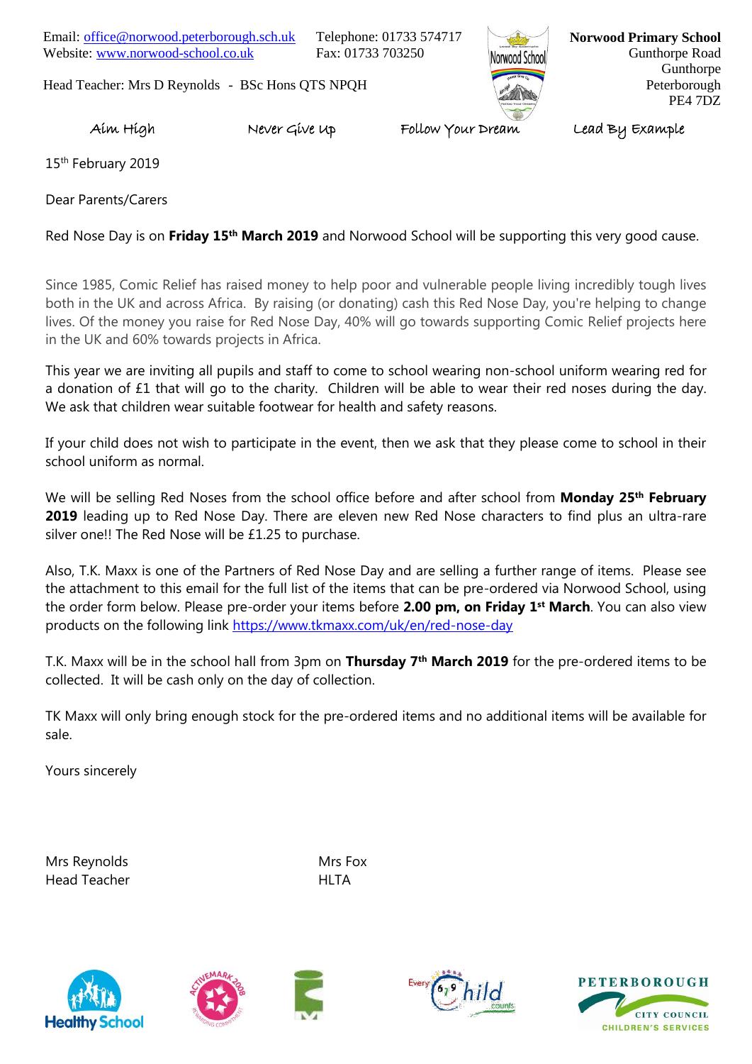Email: office@norwood.peterborough.sch.uk Telephone: 01733 574717
Website: www.norwood-school.co.uk Fax: 01733 703250

Head Teacher: Mrs D Reynolds - BSc Hons QTS NPQH

**Norwood Primary School**
Gunthorpe Road
Gunthorpe
Peterborough
PE4 7DZ

Aim High Never Give Up Follow Your Dream Lead By Example

15th February 2019

Dear Parents/Carers

Red Nose Day is on **Friday 15th March 2019** and Norwood School will be supporting this very good cause.

Since 1985, Comic Relief has raised money to help poor and vulnerable people living incredibly tough lives both in the UK and across Africa. By raising (or donating) cash this Red Nose Day, you're helping to change lives. Of the money you raise for Red Nose Day, 40% will go towards supporting Comic Relief projects here in the UK and 60% towards projects in Africa.

This year we are inviting all pupils and staff to come to school wearing non-school uniform wearing red for a donation of £1 that will go to the charity. Children will be able to wear their red noses during the day. We ask that children wear suitable footwear for health and safety reasons.

If your child does not wish to participate in the event, then we ask that they please come to school in their school uniform as normal.

We will be selling Red Noses from the school office before and after school from **Monday 25th February 2019** leading up to Red Nose Day. There are eleven new Red Nose characters to find plus an ultra-rare silver one!! The Red Nose will be £1.25 to purchase.

Also, T.K. Maxx is one of the Partners of Red Nose Day and are selling a further range of items. Please see the attachment to this email for the full list of the items that can be pre-ordered via Norwood School, using the order form below. Please pre-order your items before **2.00 pm, on Friday 1st March**. You can also view products on the following link https://www.tkmaxx.com/uk/en/red-nose-day

T.K. Maxx will be in the school hall from 3pm on **Thursday 7th March 2019** for the pre-ordered items to be collected. It will be cash only on the day of collection.

TK Maxx will only bring enough stock for the pre-ordered items and no additional items will be available for sale.

Yours sincerely

Mrs Reynolds
Head Teacher

Mrs Fox
HLTA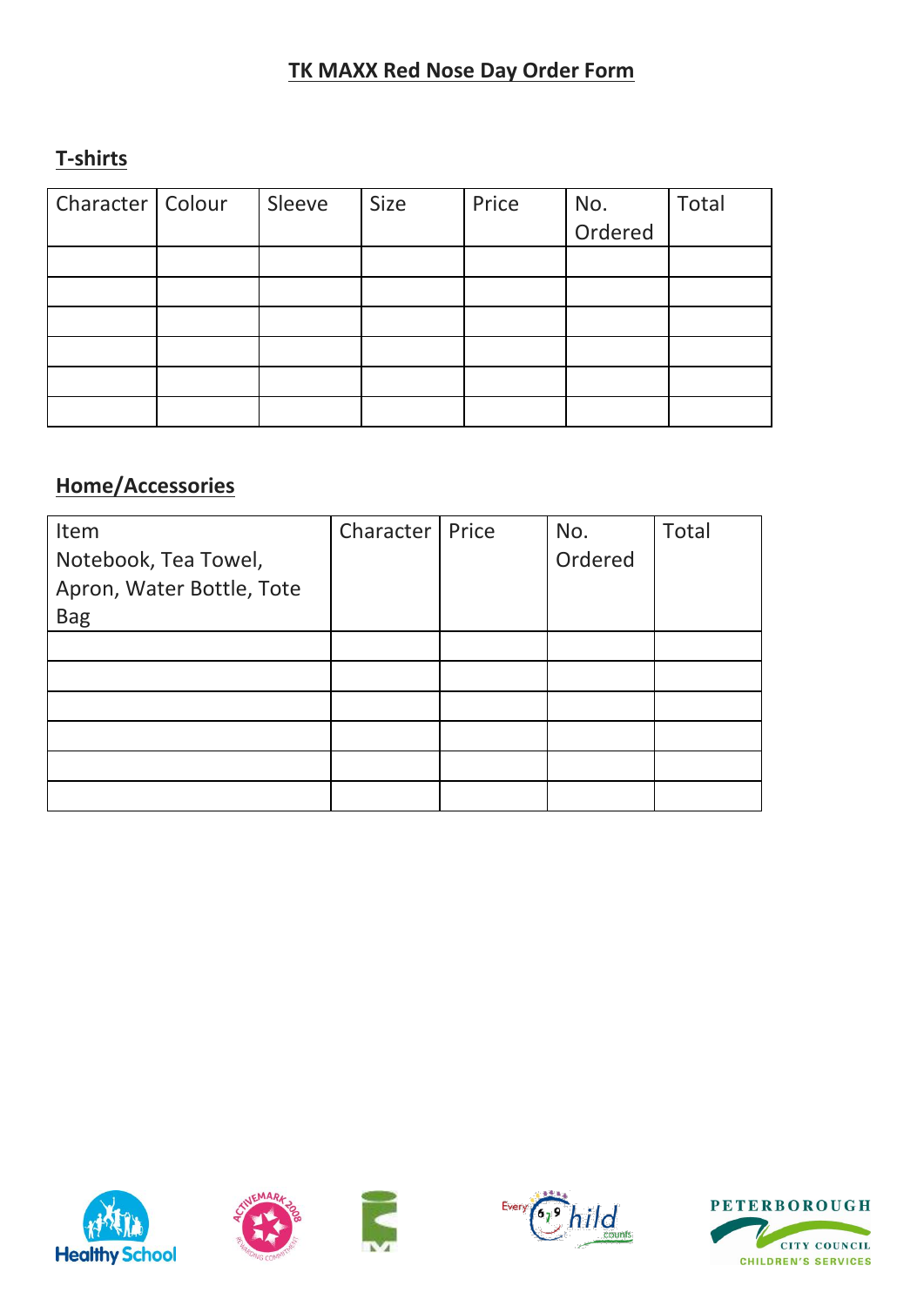# TK MAXX Red Nose Day Order Form

## T-shirts

| Character | Colour | Sleeve | Size | Price | No. Ordered | Total |
|---|---|---|---|---|---|---|
| | | | | | | |
| | | | | | | |
| | | | | | | |
| | | | | | | |
| | | | | | | |
| | | | | | | |

## Home/Accessories

| Item Notebook, Tea Towel, Apron, Water Bottle, Tote Bag | Character | Price | No. Ordered | Total |
|---|---|---|---|---|
| | | | | |
| | | | | |
| | | | | |
| | | | | |
| | | | | |
| | | | | |

Healthy School

ACTIVEMARK 2008 REWARDING COMMITMENT

Every Child counts

PETERBOROUGH CITY COUNCIL CHILDREN'S SERVICES